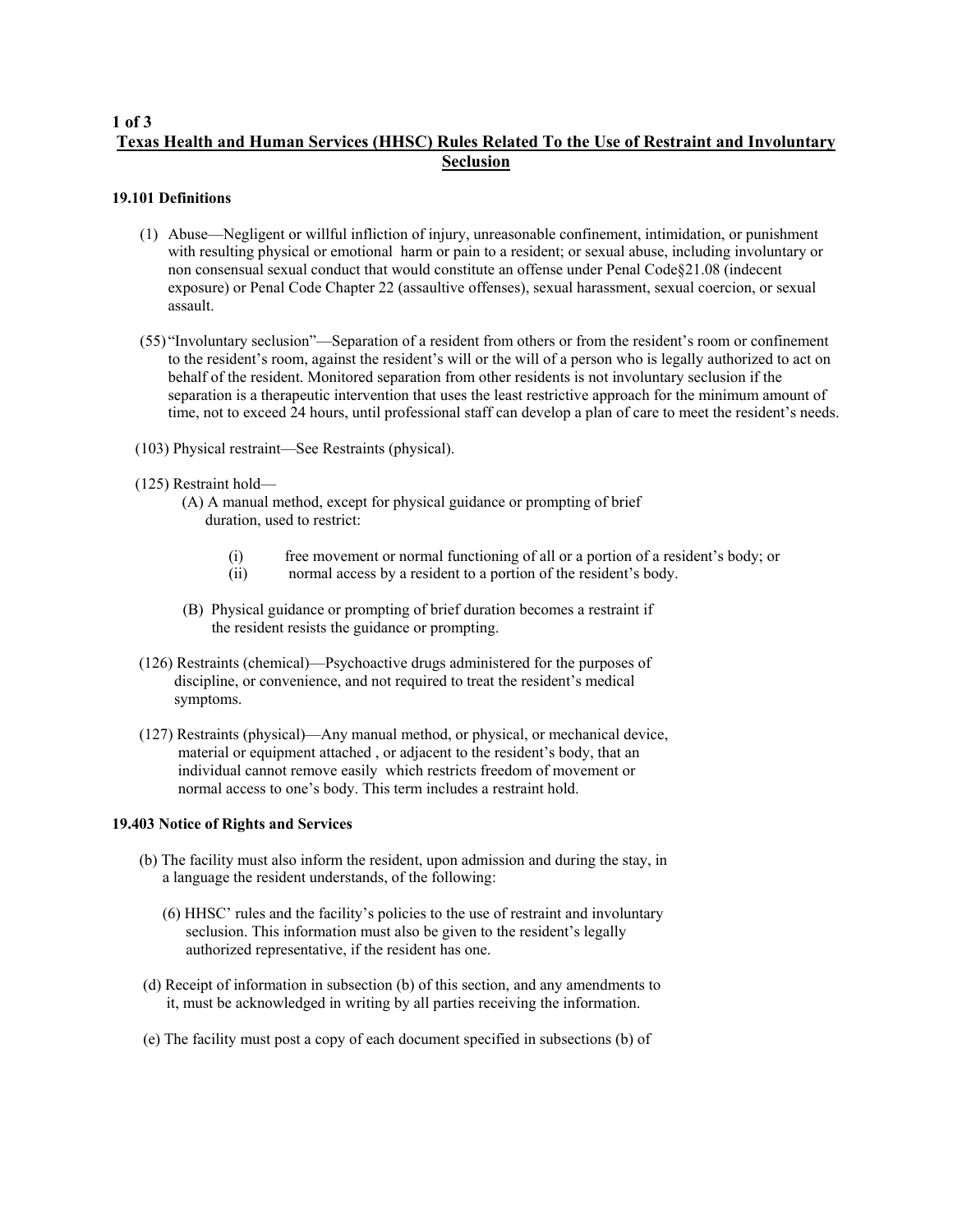# Texas Health and Human Services (HHSC) Rules Related To the Use of Restraint and Involuntary Seclusion

## 19.101 Definitions

(1) Abuse—Negligent or willful infliction of injury, unreasonable confinement, intimidation, or punishment with resulting physical or emotional harm or pain to a resident; or sexual abuse, including involuntary or non consensual sexual conduct that would constitute an offense under Penal Code§21.08 (indecent exposure) or Penal Code Chapter 22 (assaultive offenses), sexual harassment, sexual coercion, or sexual assault.

(55) "Involuntary seclusion"—Separation of a resident from others or from the resident's room or confinement to the resident's room, against the resident's will or the will of a person who is legally authorized to act on behalf of the resident. Monitored separation from other residents is not involuntary seclusion if the separation is a therapeutic intervention that uses the least restrictive approach for the minimum amount of time, not to exceed 24 hours, until professional staff can develop a plan of care to meet the resident's needs.

(103) Physical restraint—See Restraints (physical).

(125) Restraint hold—

- (A) A manual method, except for physical guidance or prompting of brief duration, used to restrict:
  - (i) free movement or normal functioning of all or a portion of a resident's body; or
  - (ii) normal access by a resident to a portion of the resident's body.
- (B) Physical guidance or prompting of brief duration becomes a restraint if the resident resists the guidance or prompting.

(126) Restraints (chemical)—Psychoactive drugs administered for the purposes of discipline, or convenience, and not required to treat the resident's medical symptoms.

(127) Restraints (physical)—Any manual method, or physical, or mechanical device, material or equipment attached , or adjacent to the resident's body, that an individual cannot remove easily which restricts freedom of movement or normal access to one's body. This term includes a restraint hold.

## 19.403 Notice of Rights and Services

(b) The facility must also inform the resident, upon admission and during the stay, in a language the resident understands, of the following:

- (6) HHSC' rules and the facility's policies to the use of restraint and involuntary seclusion. This information must also be given to the resident's legally authorized representative, if the resident has one.

(d) Receipt of information in subsection (b) of this section, and any amendments to it, must be acknowledged in writing by all parties receiving the information.

(e) The facility must post a copy of each document specified in subsections (b) of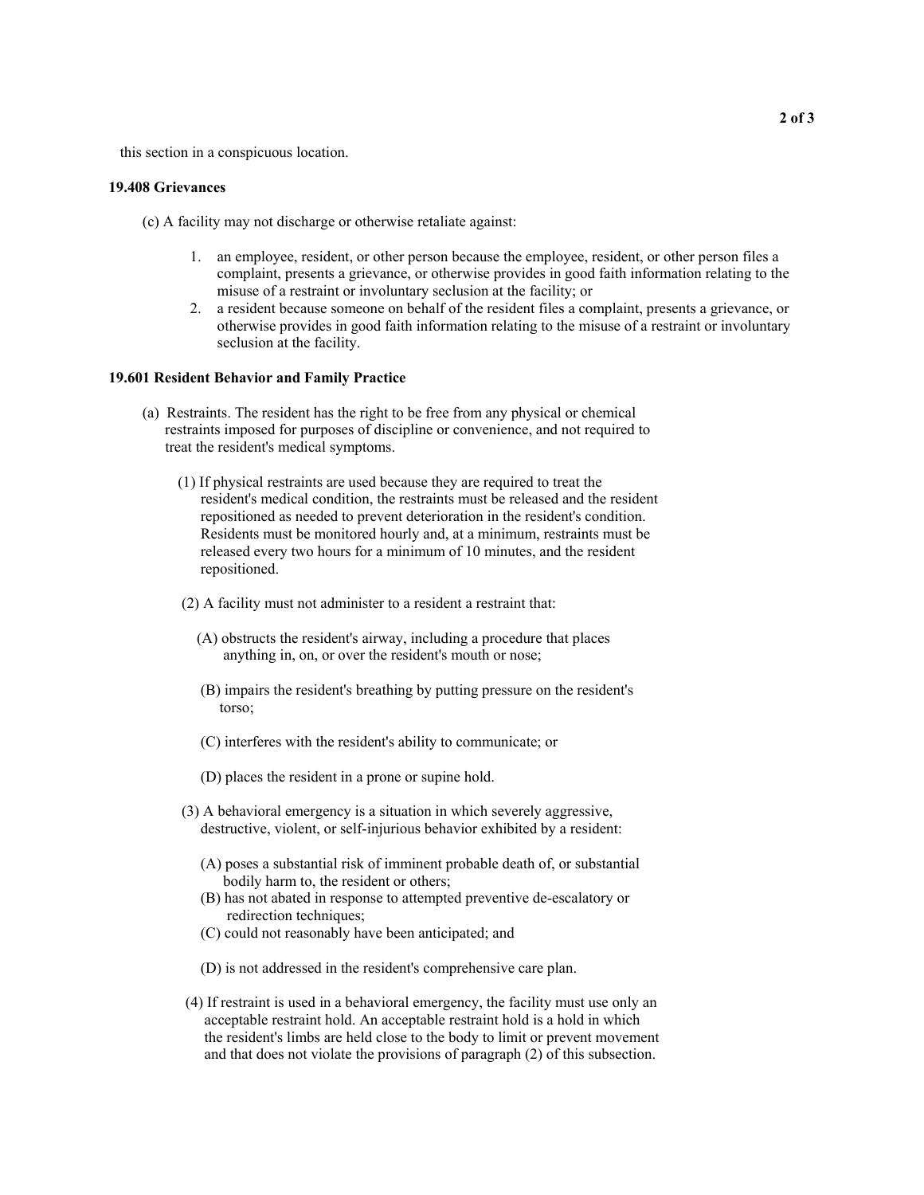this section in a conspicuous location.

**19.408 Grievances**

(c) A facility may not discharge or otherwise retaliate against:

1. an employee, resident, or other person because the employee, resident, or other person files a complaint, presents a grievance, or otherwise provides in good faith information relating to the misuse of a restraint or involuntary seclusion at the facility; or
2. a resident because someone on behalf of the resident files a complaint, presents a grievance, or otherwise provides in good faith information relating to the misuse of a restraint or involuntary seclusion at the facility.

**19.601 Resident Behavior and Family Practice**

(a) Restraints. The resident has the right to be free from any physical or chemical restraints imposed for purposes of discipline or convenience, and not required to treat the resident's medical symptoms.

(1) If physical restraints are used because they are required to treat the resident's medical condition, the restraints must be released and the resident repositioned as needed to prevent deterioration in the resident's condition. Residents must be monitored hourly and, at a minimum, restraints must be released every two hours for a minimum of 10 minutes, and the resident repositioned.

(2) A facility must not administer to a resident a restraint that:

(A) obstructs the resident's airway, including a procedure that places anything in, on, or over the resident's mouth or nose;

(B) impairs the resident's breathing by putting pressure on the resident's torso;

(C) interferes with the resident's ability to communicate; or

(D) places the resident in a prone or supine hold.

(3) A behavioral emergency is a situation in which severely aggressive, destructive, violent, or self-injurious behavior exhibited by a resident:

(A) poses a substantial risk of imminent probable death of, or substantial bodily harm to, the resident or others;

(B) has not abated in response to attempted preventive de-escalatory or redirection techniques;

(C) could not reasonably have been anticipated; and

(D) is not addressed in the resident's comprehensive care plan.

(4) If restraint is used in a behavioral emergency, the facility must use only an acceptable restraint hold. An acceptable restraint hold is a hold in which the resident's limbs are held close to the body to limit or prevent movement and that does not violate the provisions of paragraph (2) of this subsection.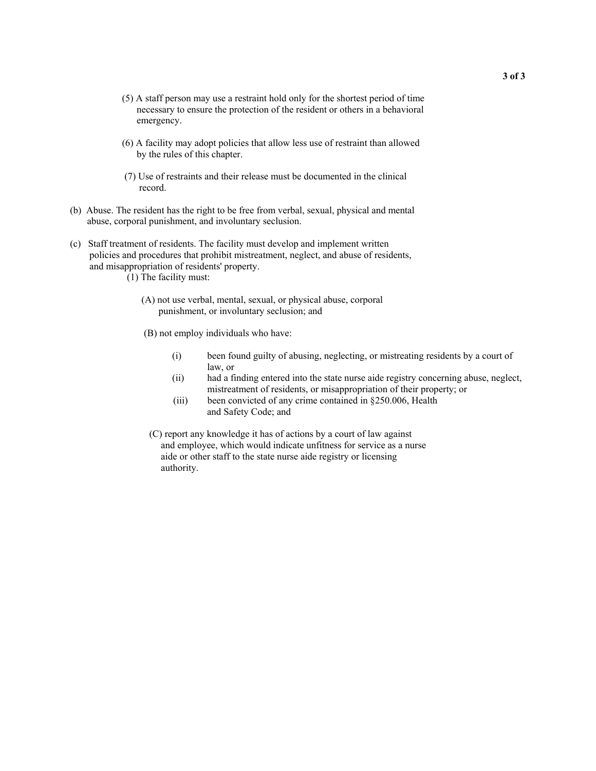(5) A staff person may use a restraint hold only for the shortest period of time necessary to ensure the protection of the resident or others in a behavioral emergency.

(6) A facility may adopt policies that allow less use of restraint than allowed by the rules of this chapter.

(7) Use of restraints and their release must be documented in the clinical record.

(b) Abuse. The resident has the right to be free from verbal, sexual, physical and mental abuse, corporal punishment, and involuntary seclusion.

(c) Staff treatment of residents. The facility must develop and implement written policies and procedures that prohibit mistreatment, neglect, and abuse of residents, and misappropriation of residents' property.

(1) The facility must:

(A) not use verbal, mental, sexual, or physical abuse, corporal punishment, or involuntary seclusion; and

(B) not employ individuals who have:

(i) been found guilty of abusing, neglecting, or mistreating residents by a court of law, or

(ii) had a finding entered into the state nurse aide registry concerning abuse, neglect, mistreatment of residents, or misappropriation of their property; or

(iii) been convicted of any crime contained in §250.006, Health and Safety Code; and

(C) report any knowledge it has of actions by a court of law against and employee, which would indicate unfitness for service as a nurse aide or other staff to the state nurse aide registry or licensing authority.